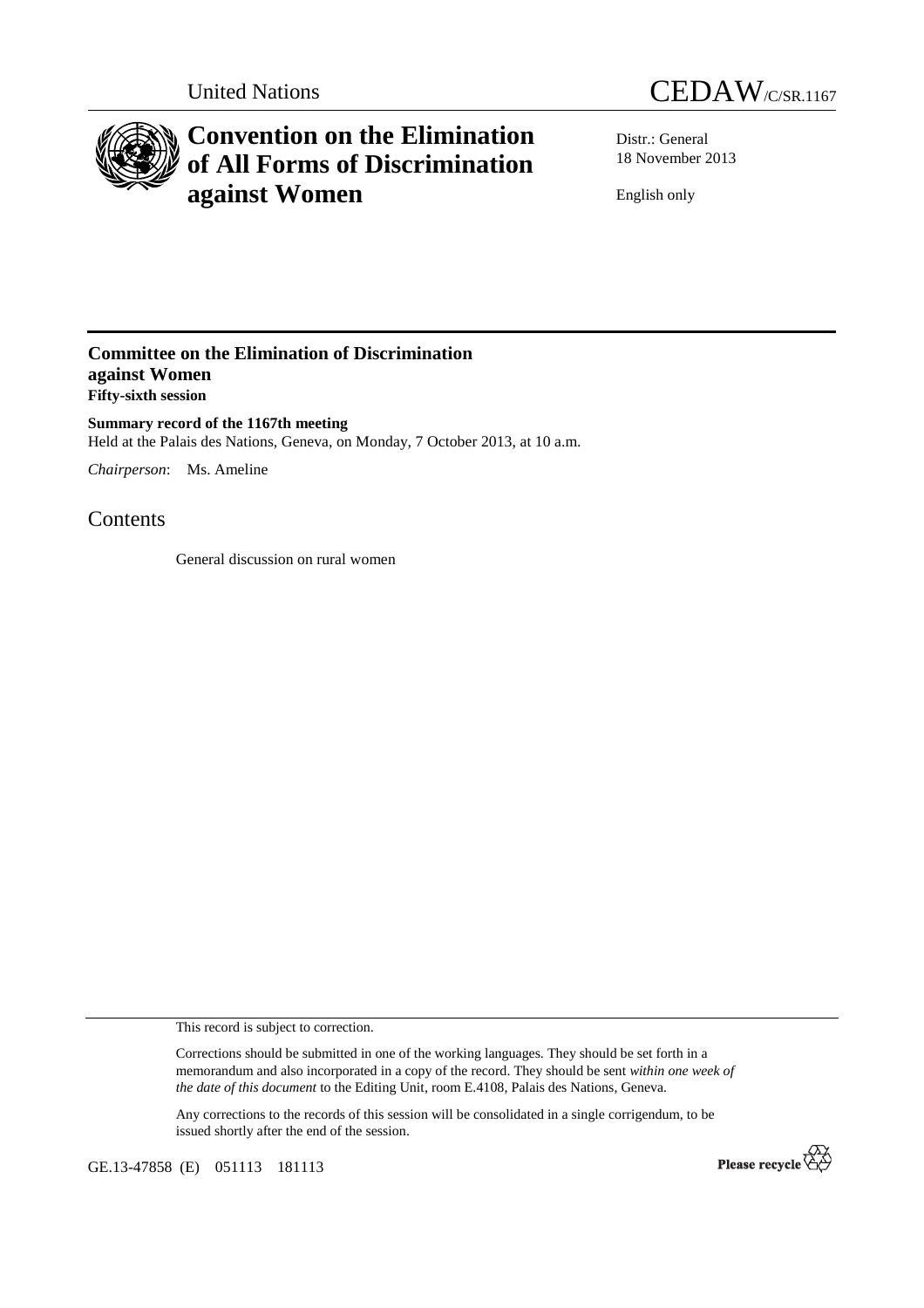United Nations

# CEDAW/C/SR.1167

# Convention on the Elimination of All Forms of Discrimination against Women

Distr.: General
18 November 2013

English only

## Committee on the Elimination of Discrimination against Women

**Fifty-sixth session**

**Summary record of the 1167th meeting**

Held at the Palais des Nations, Geneva, on Monday, 7 October 2013, at 10 a.m.

*Chairperson*: Ms. Ameline

## Contents

General discussion on rural women

This record is subject to correction.

Corrections should be submitted in one of the working languages. They should be set forth in a memorandum and also incorporated in a copy of the record. They should be sent *within one week of the date of this document* to the Editing Unit, room E.4108, Palais des Nations, Geneva.

Any corrections to the records of this session will be consolidated in a single corrigendum, to be issued shortly after the end of the session.

GE.13-47858 (E) 051113 181113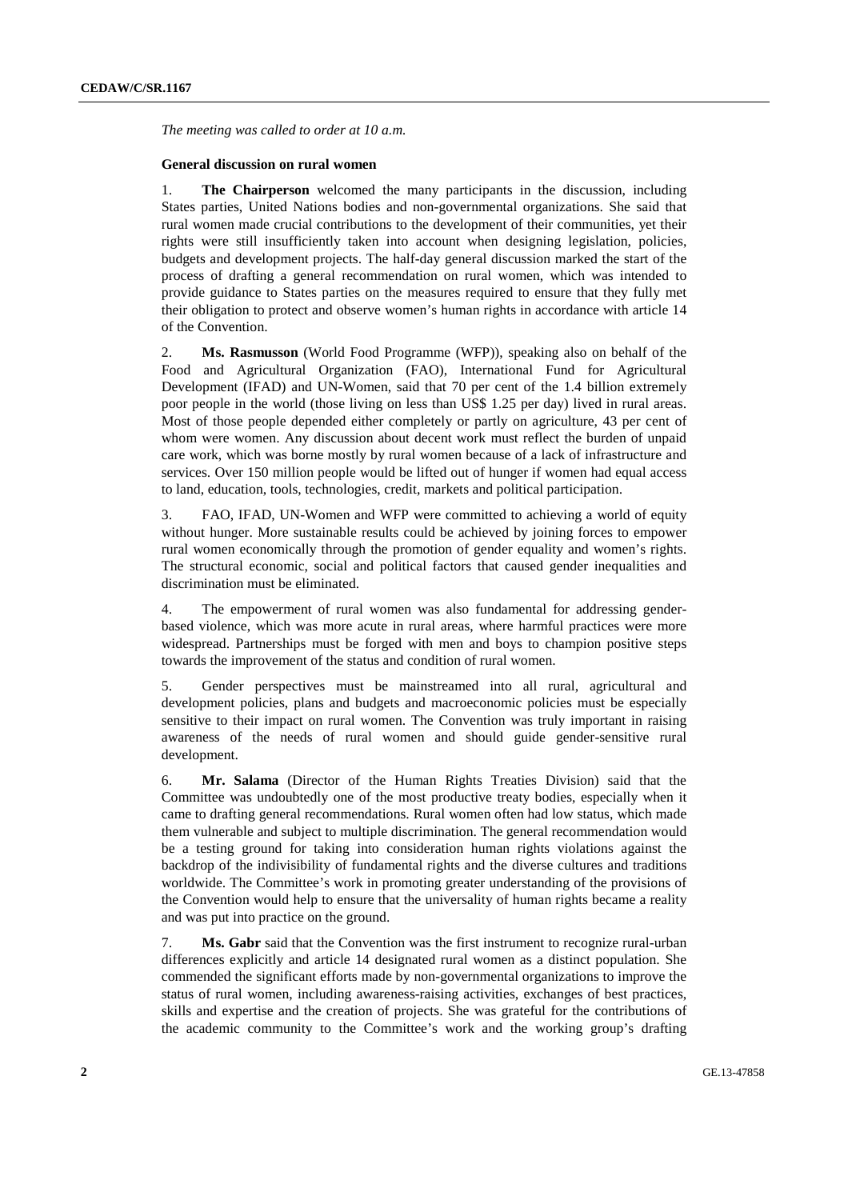*The meeting was called to order at 10 a.m.*

**General discussion on rural women**

1. **The Chairperson** welcomed the many participants in the discussion, including States parties, United Nations bodies and non-governmental organizations. She said that rural women made crucial contributions to the development of their communities, yet their rights were still insufficiently taken into account when designing legislation, policies, budgets and development projects. The half-day general discussion marked the start of the process of drafting a general recommendation on rural women, which was intended to provide guidance to States parties on the measures required to ensure that they fully met their obligation to protect and observe women's human rights in accordance with article 14 of the Convention.

2. **Ms. Rasmusson** (World Food Programme (WFP)), speaking also on behalf of the Food and Agricultural Organization (FAO), International Fund for Agricultural Development (IFAD) and UN-Women, said that 70 per cent of the 1.4 billion extremely poor people in the world (those living on less than US$ 1.25 per day) lived in rural areas. Most of those people depended either completely or partly on agriculture, 43 per cent of whom were women. Any discussion about decent work must reflect the burden of unpaid care work, which was borne mostly by rural women because of a lack of infrastructure and services. Over 150 million people would be lifted out of hunger if women had equal access to land, education, tools, technologies, credit, markets and political participation.

3. FAO, IFAD, UN-Women and WFP were committed to achieving a world of equity without hunger. More sustainable results could be achieved by joining forces to empower rural women economically through the promotion of gender equality and women's rights. The structural economic, social and political factors that caused gender inequalities and discrimination must be eliminated.

4. The empowerment of rural women was also fundamental for addressing gender-based violence, which was more acute in rural areas, where harmful practices were more widespread. Partnerships must be forged with men and boys to champion positive steps towards the improvement of the status and condition of rural women.

5. Gender perspectives must be mainstreamed into all rural, agricultural and development policies, plans and budgets and macroeconomic policies must be especially sensitive to their impact on rural women. The Convention was truly important in raising awareness of the needs of rural women and should guide gender-sensitive rural development.

6. **Mr. Salama** (Director of the Human Rights Treaties Division) said that the Committee was undoubtedly one of the most productive treaty bodies, especially when it came to drafting general recommendations. Rural women often had low status, which made them vulnerable and subject to multiple discrimination. The general recommendation would be a testing ground for taking into consideration human rights violations against the backdrop of the indivisibility of fundamental rights and the diverse cultures and traditions worldwide. The Committee's work in promoting greater understanding of the provisions of the Convention would help to ensure that the universality of human rights became a reality and was put into practice on the ground.

7. **Ms. Gabr** said that the Convention was the first instrument to recognize rural-urban differences explicitly and article 14 designated rural women as a distinct population. She commended the significant efforts made by non-governmental organizations to improve the status of rural women, including awareness-raising activities, exchanges of best practices, skills and expertise and the creation of projects. She was grateful for the contributions of the academic community to the Committee's work and the working group's drafting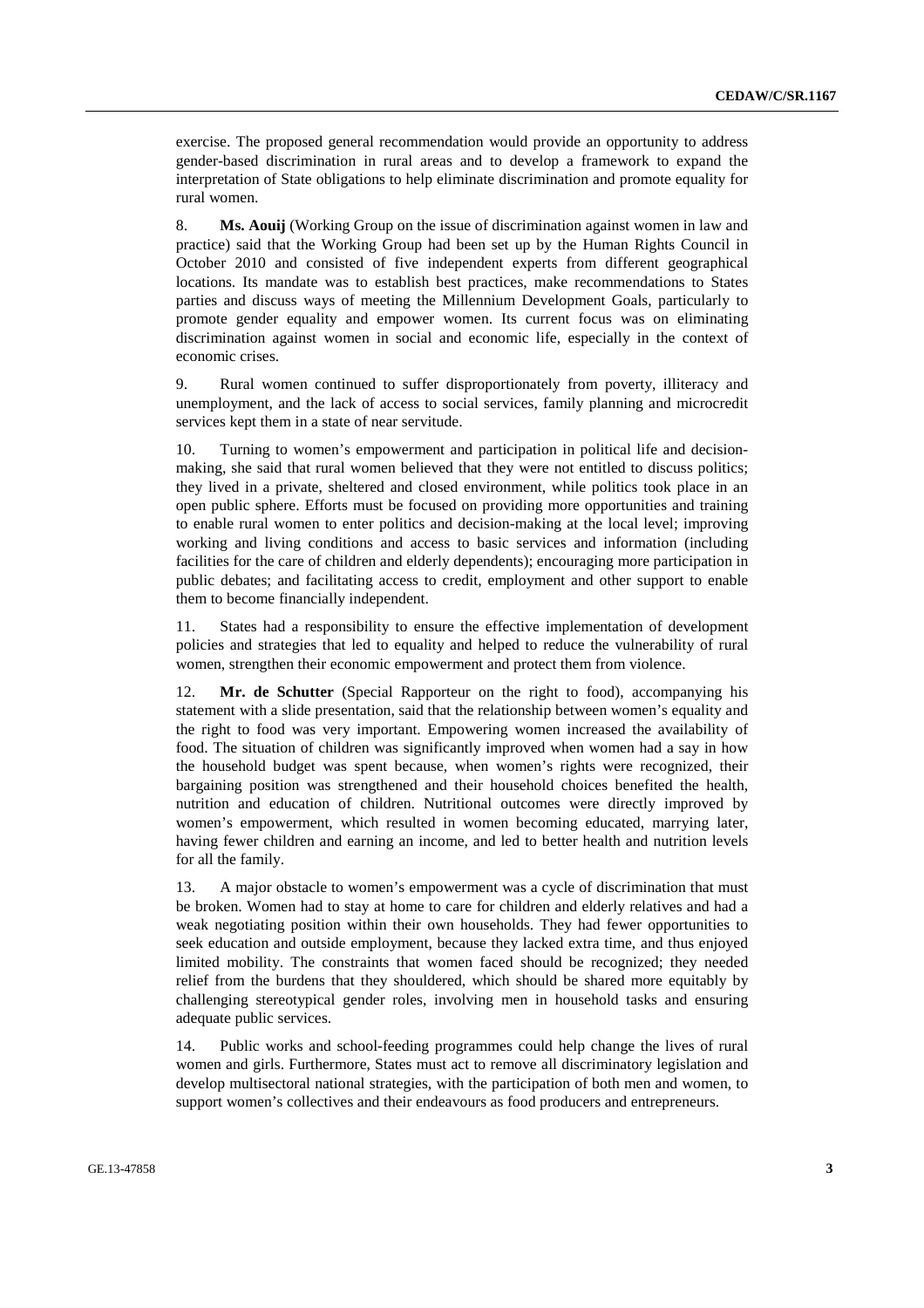exercise. The proposed general recommendation would provide an opportunity to address gender-based discrimination in rural areas and to develop a framework to expand the interpretation of State obligations to help eliminate discrimination and promote equality for rural women.

8. **Ms. Aouij** (Working Group on the issue of discrimination against women in law and practice) said that the Working Group had been set up by the Human Rights Council in October 2010 and consisted of five independent experts from different geographical locations. Its mandate was to establish best practices, make recommendations to States parties and discuss ways of meeting the Millennium Development Goals, particularly to promote gender equality and empower women. Its current focus was on eliminating discrimination against women in social and economic life, especially in the context of economic crises.

9. Rural women continued to suffer disproportionately from poverty, illiteracy and unemployment, and the lack of access to social services, family planning and microcredit services kept them in a state of near servitude.

10. Turning to women's empowerment and participation in political life and decision-making, she said that rural women believed that they were not entitled to discuss politics; they lived in a private, sheltered and closed environment, while politics took place in an open public sphere. Efforts must be focused on providing more opportunities and training to enable rural women to enter politics and decision-making at the local level; improving working and living conditions and access to basic services and information (including facilities for the care of children and elderly dependents); encouraging more participation in public debates; and facilitating access to credit, employment and other support to enable them to become financially independent.

11. States had a responsibility to ensure the effective implementation of development policies and strategies that led to equality and helped to reduce the vulnerability of rural women, strengthen their economic empowerment and protect them from violence.

12. **Mr. de Schutter** (Special Rapporteur on the right to food), accompanying his statement with a slide presentation, said that the relationship between women's equality and the right to food was very important. Empowering women increased the availability of food. The situation of children was significantly improved when women had a say in how the household budget was spent because, when women's rights were recognized, their bargaining position was strengthened and their household choices benefited the health, nutrition and education of children. Nutritional outcomes were directly improved by women's empowerment, which resulted in women becoming educated, marrying later, having fewer children and earning an income, and led to better health and nutrition levels for all the family.

13. A major obstacle to women's empowerment was a cycle of discrimination that must be broken. Women had to stay at home to care for children and elderly relatives and had a weak negotiating position within their own households. They had fewer opportunities to seek education and outside employment, because they lacked extra time, and thus enjoyed limited mobility. The constraints that women faced should be recognized; they needed relief from the burdens that they shouldered, which should be shared more equitably by challenging stereotypical gender roles, involving men in household tasks and ensuring adequate public services.

14. Public works and school-feeding programmes could help change the lives of rural women and girls. Furthermore, States must act to remove all discriminatory legislation and develop multisectoral national strategies, with the participation of both men and women, to support women's collectives and their endeavours as food producers and entrepreneurs.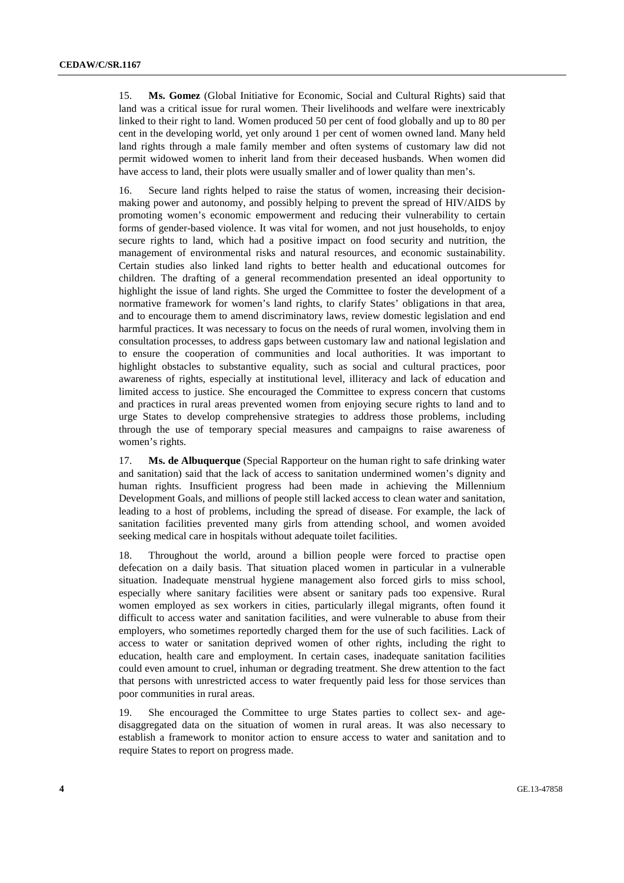15. **Ms. Gomez** (Global Initiative for Economic, Social and Cultural Rights) said that land was a critical issue for rural women. Their livelihoods and welfare were inextricably linked to their right to land. Women produced 50 per cent of food globally and up to 80 per cent in the developing world, yet only around 1 per cent of women owned land. Many held land rights through a male family member and often systems of customary law did not permit widowed women to inherit land from their deceased husbands. When women did have access to land, their plots were usually smaller and of lower quality than men's.

16. Secure land rights helped to raise the status of women, increasing their decision-making power and autonomy, and possibly helping to prevent the spread of HIV/AIDS by promoting women's economic empowerment and reducing their vulnerability to certain forms of gender-based violence. It was vital for women, and not just households, to enjoy secure rights to land, which had a positive impact on food security and nutrition, the management of environmental risks and natural resources, and economic sustainability. Certain studies also linked land rights to better health and educational outcomes for children. The drafting of a general recommendation presented an ideal opportunity to highlight the issue of land rights. She urged the Committee to foster the development of a normative framework for women's land rights, to clarify States' obligations in that area, and to encourage them to amend discriminatory laws, review domestic legislation and end harmful practices. It was necessary to focus on the needs of rural women, involving them in consultation processes, to address gaps between customary law and national legislation and to ensure the cooperation of communities and local authorities. It was important to highlight obstacles to substantive equality, such as social and cultural practices, poor awareness of rights, especially at institutional level, illiteracy and lack of education and limited access to justice. She encouraged the Committee to express concern that customs and practices in rural areas prevented women from enjoying secure rights to land and to urge States to develop comprehensive strategies to address those problems, including through the use of temporary special measures and campaigns to raise awareness of women's rights.

17. **Ms. de Albuquerque** (Special Rapporteur on the human right to safe drinking water and sanitation) said that the lack of access to sanitation undermined women's dignity and human rights. Insufficient progress had been made in achieving the Millennium Development Goals, and millions of people still lacked access to clean water and sanitation, leading to a host of problems, including the spread of disease. For example, the lack of sanitation facilities prevented many girls from attending school, and women avoided seeking medical care in hospitals without adequate toilet facilities.

18. Throughout the world, around a billion people were forced to practise open defecation on a daily basis. That situation placed women in particular in a vulnerable situation. Inadequate menstrual hygiene management also forced girls to miss school, especially where sanitary facilities were absent or sanitary pads too expensive. Rural women employed as sex workers in cities, particularly illegal migrants, often found it difficult to access water and sanitation facilities, and were vulnerable to abuse from their employers, who sometimes reportedly charged them for the use of such facilities. Lack of access to water or sanitation deprived women of other rights, including the right to education, health care and employment. In certain cases, inadequate sanitation facilities could even amount to cruel, inhuman or degrading treatment. She drew attention to the fact that persons with unrestricted access to water frequently paid less for those services than poor communities in rural areas.

19. She encouraged the Committee to urge States parties to collect sex- and age-disaggregated data on the situation of women in rural areas. It was also necessary to establish a framework to monitor action to ensure access to water and sanitation and to require States to report on progress made.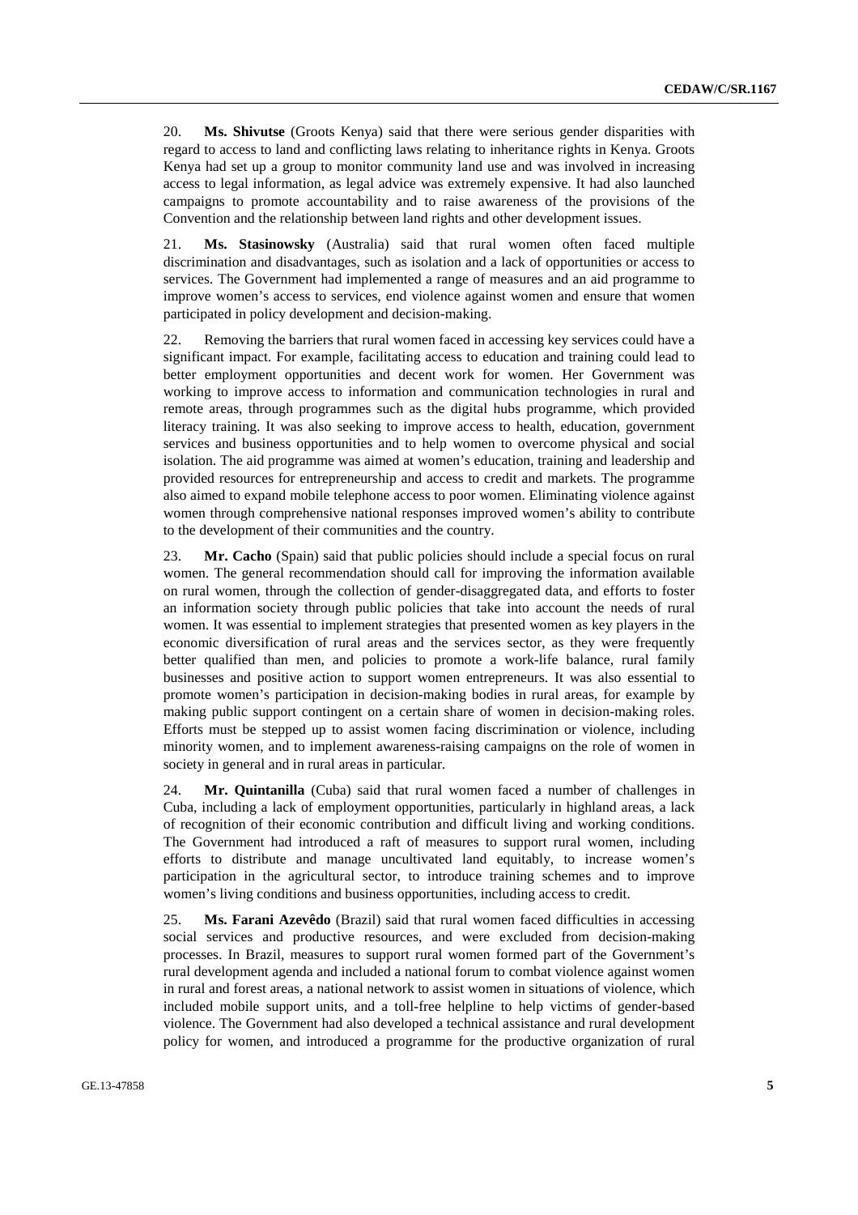20. **Ms. Shivutse** (Groots Kenya) said that there were serious gender disparities with regard to access to land and conflicting laws relating to inheritance rights in Kenya. Groots Kenya had set up a group to monitor community land use and was involved in increasing access to legal information, as legal advice was extremely expensive. It had also launched campaigns to promote accountability and to raise awareness of the provisions of the Convention and the relationship between land rights and other development issues.

21. **Ms. Stasinowsky** (Australia) said that rural women often faced multiple discrimination and disadvantages, such as isolation and a lack of opportunities or access to services. The Government had implemented a range of measures and an aid programme to improve women's access to services, end violence against women and ensure that women participated in policy development and decision-making.

22. Removing the barriers that rural women faced in accessing key services could have a significant impact. For example, facilitating access to education and training could lead to better employment opportunities and decent work for women. Her Government was working to improve access to information and communication technologies in rural and remote areas, through programmes such as the digital hubs programme, which provided literacy training. It was also seeking to improve access to health, education, government services and business opportunities and to help women to overcome physical and social isolation. The aid programme was aimed at women's education, training and leadership and provided resources for entrepreneurship and access to credit and markets. The programme also aimed to expand mobile telephone access to poor women. Eliminating violence against women through comprehensive national responses improved women's ability to contribute to the development of their communities and the country.

23. **Mr. Cacho** (Spain) said that public policies should include a special focus on rural women. The general recommendation should call for improving the information available on rural women, through the collection of gender-disaggregated data, and efforts to foster an information society through public policies that take into account the needs of rural women. It was essential to implement strategies that presented women as key players in the economic diversification of rural areas and the services sector, as they were frequently better qualified than men, and policies to promote a work-life balance, rural family businesses and positive action to support women entrepreneurs. It was also essential to promote women's participation in decision-making bodies in rural areas, for example by making public support contingent on a certain share of women in decision-making roles. Efforts must be stepped up to assist women facing discrimination or violence, including minority women, and to implement awareness-raising campaigns on the role of women in society in general and in rural areas in particular.

24. **Mr. Quintanilla** (Cuba) said that rural women faced a number of challenges in Cuba, including a lack of employment opportunities, particularly in highland areas, a lack of recognition of their economic contribution and difficult living and working conditions. The Government had introduced a raft of measures to support rural women, including efforts to distribute and manage uncultivated land equitably, to increase women's participation in the agricultural sector, to introduce training schemes and to improve women's living conditions and business opportunities, including access to credit.

25. **Ms. Farani Azevêdo** (Brazil) said that rural women faced difficulties in accessing social services and productive resources, and were excluded from decision-making processes. In Brazil, measures to support rural women formed part of the Government's rural development agenda and included a national forum to combat violence against women in rural and forest areas, a national network to assist women in situations of violence, which included mobile support units, and a toll-free helpline to help victims of gender-based violence. The Government had also developed a technical assistance and rural development policy for women, and introduced a programme for the productive organization of rural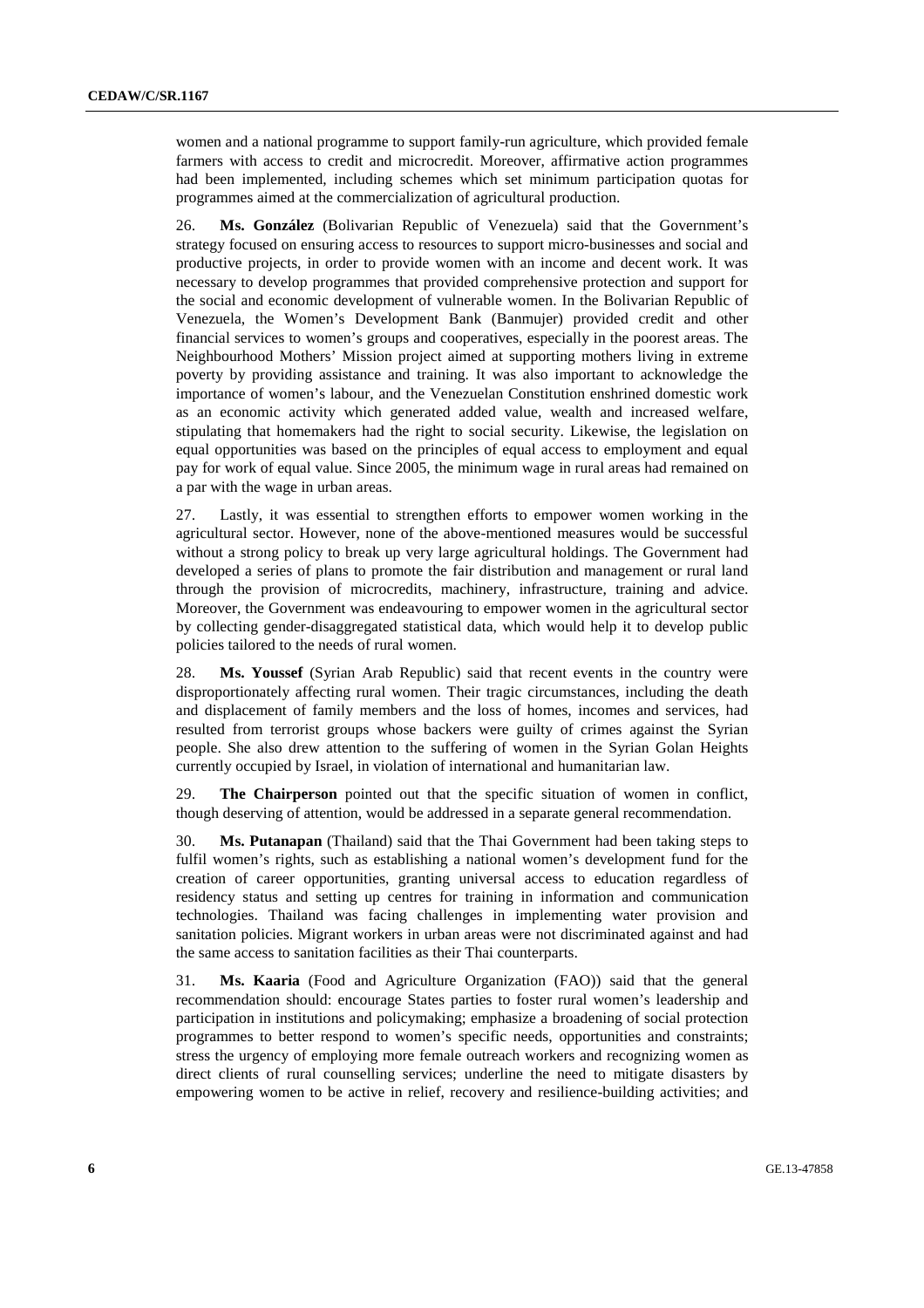women and a national programme to support family-run agriculture, which provided female farmers with access to credit and microcredit. Moreover, affirmative action programmes had been implemented, including schemes which set minimum participation quotas for programmes aimed at the commercialization of agricultural production.

26. **Ms. González** (Bolivarian Republic of Venezuela) said that the Government's strategy focused on ensuring access to resources to support micro-businesses and social and productive projects, in order to provide women with an income and decent work. It was necessary to develop programmes that provided comprehensive protection and support for the social and economic development of vulnerable women. In the Bolivarian Republic of Venezuela, the Women's Development Bank (Banmujer) provided credit and other financial services to women's groups and cooperatives, especially in the poorest areas. The Neighbourhood Mothers' Mission project aimed at supporting mothers living in extreme poverty by providing assistance and training. It was also important to acknowledge the importance of women's labour, and the Venezuelan Constitution enshrined domestic work as an economic activity which generated added value, wealth and increased welfare, stipulating that homemakers had the right to social security. Likewise, the legislation on equal opportunities was based on the principles of equal access to employment and equal pay for work of equal value. Since 2005, the minimum wage in rural areas had remained on a par with the wage in urban areas.

27. Lastly, it was essential to strengthen efforts to empower women working in the agricultural sector. However, none of the above-mentioned measures would be successful without a strong policy to break up very large agricultural holdings. The Government had developed a series of plans to promote the fair distribution and management or rural land through the provision of microcredits, machinery, infrastructure, training and advice. Moreover, the Government was endeavouring to empower women in the agricultural sector by collecting gender-disaggregated statistical data, which would help it to develop public policies tailored to the needs of rural women.

28. **Ms. Youssef** (Syrian Arab Republic) said that recent events in the country were disproportionately affecting rural women. Their tragic circumstances, including the death and displacement of family members and the loss of homes, incomes and services, had resulted from terrorist groups whose backers were guilty of crimes against the Syrian people. She also drew attention to the suffering of women in the Syrian Golan Heights currently occupied by Israel, in violation of international and humanitarian law.

29. **The Chairperson** pointed out that the specific situation of women in conflict, though deserving of attention, would be addressed in a separate general recommendation.

30. **Ms. Putanapan** (Thailand) said that the Thai Government had been taking steps to fulfil women's rights, such as establishing a national women's development fund for the creation of career opportunities, granting universal access to education regardless of residency status and setting up centres for training in information and communication technologies. Thailand was facing challenges in implementing water provision and sanitation policies. Migrant workers in urban areas were not discriminated against and had the same access to sanitation facilities as their Thai counterparts.

31. **Ms. Kaaria** (Food and Agriculture Organization (FAO)) said that the general recommendation should: encourage States parties to foster rural women's leadership and participation in institutions and policymaking; emphasize a broadening of social protection programmes to better respond to women's specific needs, opportunities and constraints; stress the urgency of employing more female outreach workers and recognizing women as direct clients of rural counselling services; underline the need to mitigate disasters by empowering women to be active in relief, recovery and resilience-building activities; and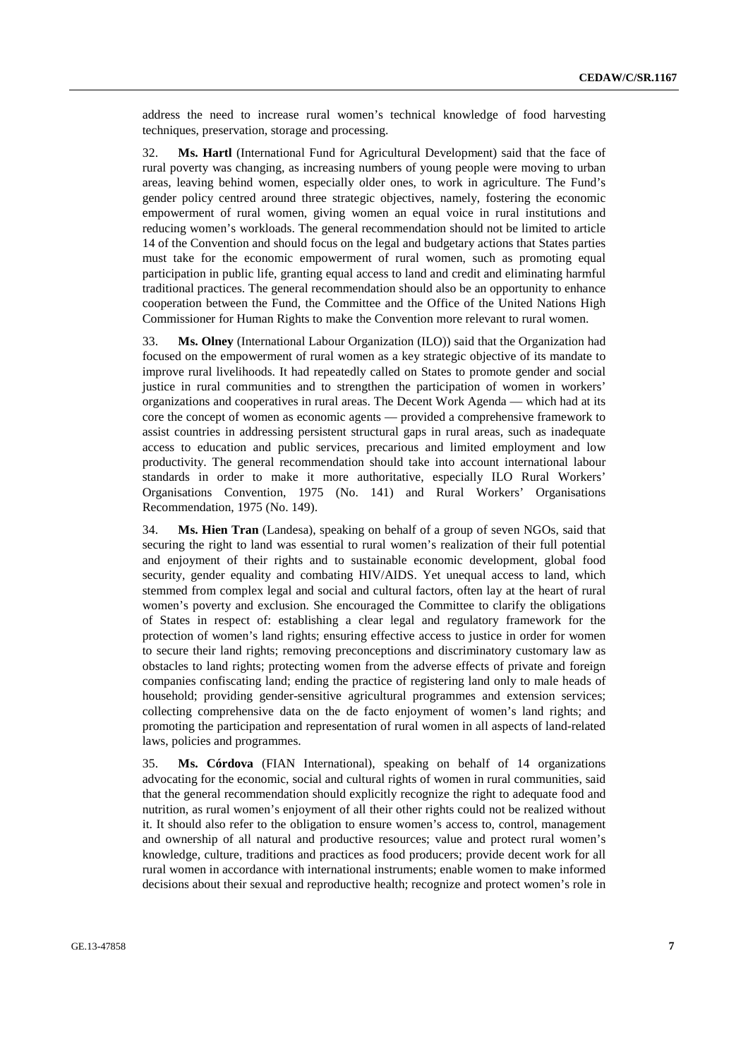address the need to increase rural women's technical knowledge of food harvesting techniques, preservation, storage and processing.

32. **Ms. Hartl** (International Fund for Agricultural Development) said that the face of rural poverty was changing, as increasing numbers of young people were moving to urban areas, leaving behind women, especially older ones, to work in agriculture. The Fund's gender policy centred around three strategic objectives, namely, fostering the economic empowerment of rural women, giving women an equal voice in rural institutions and reducing women's workloads. The general recommendation should not be limited to article 14 of the Convention and should focus on the legal and budgetary actions that States parties must take for the economic empowerment of rural women, such as promoting equal participation in public life, granting equal access to land and credit and eliminating harmful traditional practices. The general recommendation should also be an opportunity to enhance cooperation between the Fund, the Committee and the Office of the United Nations High Commissioner for Human Rights to make the Convention more relevant to rural women.

33. **Ms. Olney** (International Labour Organization (ILO)) said that the Organization had focused on the empowerment of rural women as a key strategic objective of its mandate to improve rural livelihoods. It had repeatedly called on States to promote gender and social justice in rural communities and to strengthen the participation of women in workers' organizations and cooperatives in rural areas. The Decent Work Agenda — which had at its core the concept of women as economic agents — provided a comprehensive framework to assist countries in addressing persistent structural gaps in rural areas, such as inadequate access to education and public services, precarious and limited employment and low productivity. The general recommendation should take into account international labour standards in order to make it more authoritative, especially ILO Rural Workers' Organisations Convention, 1975 (No. 141) and Rural Workers' Organisations Recommendation, 1975 (No. 149).

34. **Ms. Hien Tran** (Landesa), speaking on behalf of a group of seven NGOs, said that securing the right to land was essential to rural women's realization of their full potential and enjoyment of their rights and to sustainable economic development, global food security, gender equality and combating HIV/AIDS. Yet unequal access to land, which stemmed from complex legal and social and cultural factors, often lay at the heart of rural women's poverty and exclusion. She encouraged the Committee to clarify the obligations of States in respect of: establishing a clear legal and regulatory framework for the protection of women's land rights; ensuring effective access to justice in order for women to secure their land rights; removing preconceptions and discriminatory customary law as obstacles to land rights; protecting women from the adverse effects of private and foreign companies confiscating land; ending the practice of registering land only to male heads of household; providing gender-sensitive agricultural programmes and extension services; collecting comprehensive data on the de facto enjoyment of women's land rights; and promoting the participation and representation of rural women in all aspects of land-related laws, policies and programmes.

35. **Ms. Córdova** (FIAN International), speaking on behalf of 14 organizations advocating for the economic, social and cultural rights of women in rural communities, said that the general recommendation should explicitly recognize the right to adequate food and nutrition, as rural women's enjoyment of all their other rights could not be realized without it. It should also refer to the obligation to ensure women's access to, control, management and ownership of all natural and productive resources; value and protect rural women's knowledge, culture, traditions and practices as food producers; provide decent work for all rural women in accordance with international instruments; enable women to make informed decisions about their sexual and reproductive health; recognize and protect women's role in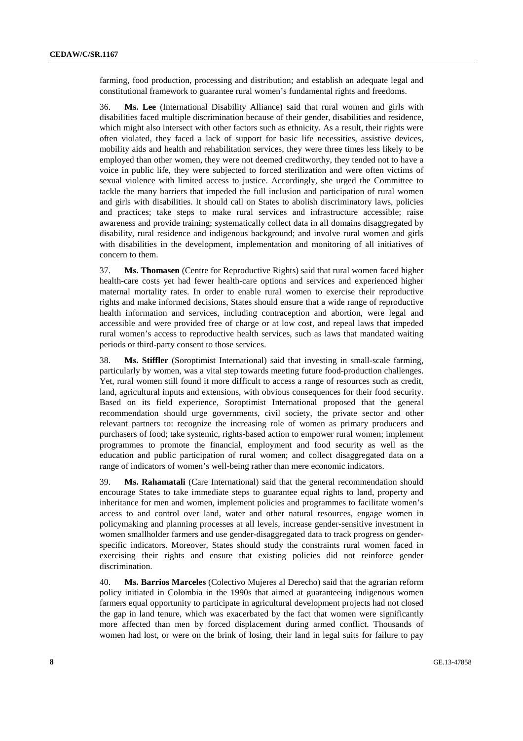farming, food production, processing and distribution; and establish an adequate legal and constitutional framework to guarantee rural women's fundamental rights and freedoms.

36. **Ms. Lee** (International Disability Alliance) said that rural women and girls with disabilities faced multiple discrimination because of their gender, disabilities and residence, which might also intersect with other factors such as ethnicity. As a result, their rights were often violated, they faced a lack of support for basic life necessities, assistive devices, mobility aids and health and rehabilitation services, they were three times less likely to be employed than other women, they were not deemed creditworthy, they tended not to have a voice in public life, they were subjected to forced sterilization and were often victims of sexual violence with limited access to justice. Accordingly, she urged the Committee to tackle the many barriers that impeded the full inclusion and participation of rural women and girls with disabilities. It should call on States to abolish discriminatory laws, policies and practices; take steps to make rural services and infrastructure accessible; raise awareness and provide training; systematically collect data in all domains disaggregated by disability, rural residence and indigenous background; and involve rural women and girls with disabilities in the development, implementation and monitoring of all initiatives of concern to them.

37. **Ms. Thomasen** (Centre for Reproductive Rights) said that rural women faced higher health-care costs yet had fewer health-care options and services and experienced higher maternal mortality rates. In order to enable rural women to exercise their reproductive rights and make informed decisions, States should ensure that a wide range of reproductive health information and services, including contraception and abortion, were legal and accessible and were provided free of charge or at low cost, and repeal laws that impeded rural women's access to reproductive health services, such as laws that mandated waiting periods or third-party consent to those services.

38. **Ms. Stiffler** (Soroptimist International) said that investing in small-scale farming, particularly by women, was a vital step towards meeting future food-production challenges. Yet, rural women still found it more difficult to access a range of resources such as credit, land, agricultural inputs and extensions, with obvious consequences for their food security. Based on its field experience, Soroptimist International proposed that the general recommendation should urge governments, civil society, the private sector and other relevant partners to: recognize the increasing role of women as primary producers and purchasers of food; take systemic, rights-based action to empower rural women; implement programmes to promote the financial, employment and food security as well as the education and public participation of rural women; and collect disaggregated data on a range of indicators of women's well-being rather than mere economic indicators.

39. **Ms. Rahamatali** (Care International) said that the general recommendation should encourage States to take immediate steps to guarantee equal rights to land, property and inheritance for men and women, implement policies and programmes to facilitate women's access to and control over land, water and other natural resources, engage women in policymaking and planning processes at all levels, increase gender-sensitive investment in women smallholder farmers and use gender-disaggregated data to track progress on gender-specific indicators. Moreover, States should study the constraints rural women faced in exercising their rights and ensure that existing policies did not reinforce gender discrimination.

40. **Ms. Barrios Marceles** (Colectivo Mujeres al Derecho) said that the agrarian reform policy initiated in Colombia in the 1990s that aimed at guaranteeing indigenous women farmers equal opportunity to participate in agricultural development projects had not closed the gap in land tenure, which was exacerbated by the fact that women were significantly more affected than men by forced displacement during armed conflict. Thousands of women had lost, or were on the brink of losing, their land in legal suits for failure to pay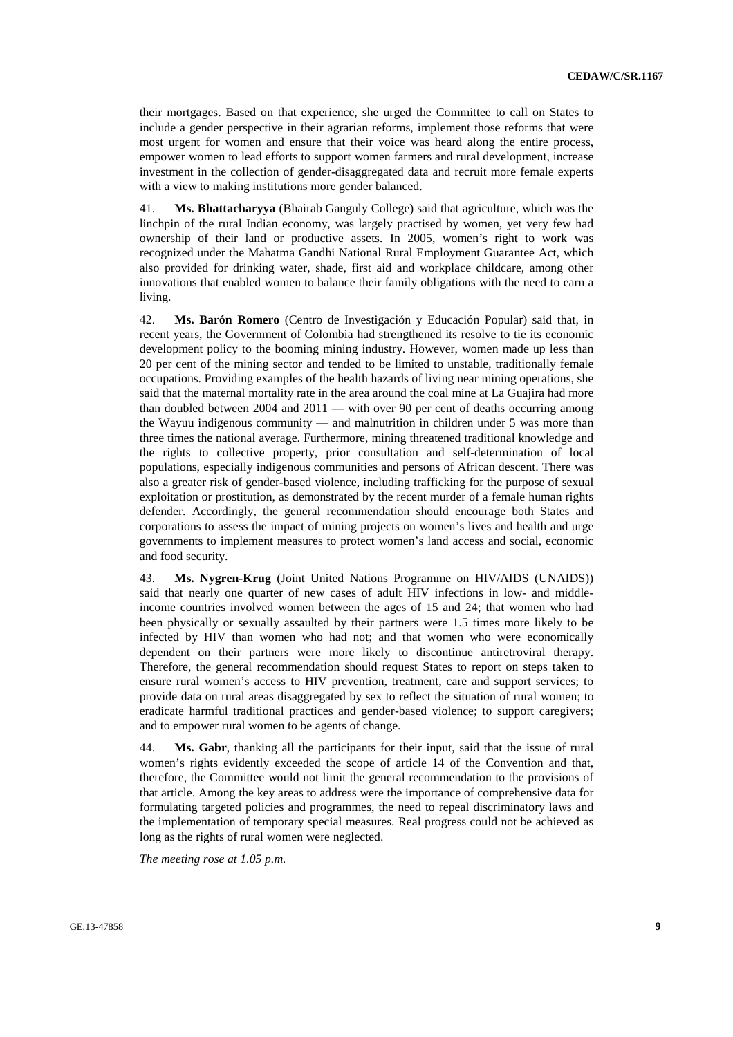their mortgages. Based on that experience, she urged the Committee to call on States to include a gender perspective in their agrarian reforms, implement those reforms that were most urgent for women and ensure that their voice was heard along the entire process, empower women to lead efforts to support women farmers and rural development, increase investment in the collection of gender-disaggregated data and recruit more female experts with a view to making institutions more gender balanced.

41. **Ms. Bhattacharyya** (Bhairab Ganguly College) said that agriculture, which was the linchpin of the rural Indian economy, was largely practised by women, yet very few had ownership of their land or productive assets. In 2005, women's right to work was recognized under the Mahatma Gandhi National Rural Employment Guarantee Act, which also provided for drinking water, shade, first aid and workplace childcare, among other innovations that enabled women to balance their family obligations with the need to earn a living.

42. **Ms. Barón Romero** (Centro de Investigación y Educación Popular) said that, in recent years, the Government of Colombia had strengthened its resolve to tie its economic development policy to the booming mining industry. However, women made up less than 20 per cent of the mining sector and tended to be limited to unstable, traditionally female occupations. Providing examples of the health hazards of living near mining operations, she said that the maternal mortality rate in the area around the coal mine at La Guajira had more than doubled between 2004 and 2011 — with over 90 per cent of deaths occurring among the Wayuu indigenous community — and malnutrition in children under 5 was more than three times the national average. Furthermore, mining threatened traditional knowledge and the rights to collective property, prior consultation and self-determination of local populations, especially indigenous communities and persons of African descent. There was also a greater risk of gender-based violence, including trafficking for the purpose of sexual exploitation or prostitution, as demonstrated by the recent murder of a female human rights defender. Accordingly, the general recommendation should encourage both States and corporations to assess the impact of mining projects on women's lives and health and urge governments to implement measures to protect women's land access and social, economic and food security.

43. **Ms. Nygren-Krug** (Joint United Nations Programme on HIV/AIDS (UNAIDS)) said that nearly one quarter of new cases of adult HIV infections in low- and middle-income countries involved women between the ages of 15 and 24; that women who had been physically or sexually assaulted by their partners were 1.5 times more likely to be infected by HIV than women who had not; and that women who were economically dependent on their partners were more likely to discontinue antiretroviral therapy. Therefore, the general recommendation should request States to report on steps taken to ensure rural women's access to HIV prevention, treatment, care and support services; to provide data on rural areas disaggregated by sex to reflect the situation of rural women; to eradicate harmful traditional practices and gender-based violence; to support caregivers; and to empower rural women to be agents of change.

44. **Ms. Gabr**, thanking all the participants for their input, said that the issue of rural women's rights evidently exceeded the scope of article 14 of the Convention and that, therefore, the Committee would not limit the general recommendation to the provisions of that article. Among the key areas to address were the importance of comprehensive data for formulating targeted policies and programmes, the need to repeal discriminatory laws and the implementation of temporary special measures. Real progress could not be achieved as long as the rights of rural women were neglected.

*The meeting rose at 1.05 p.m.*